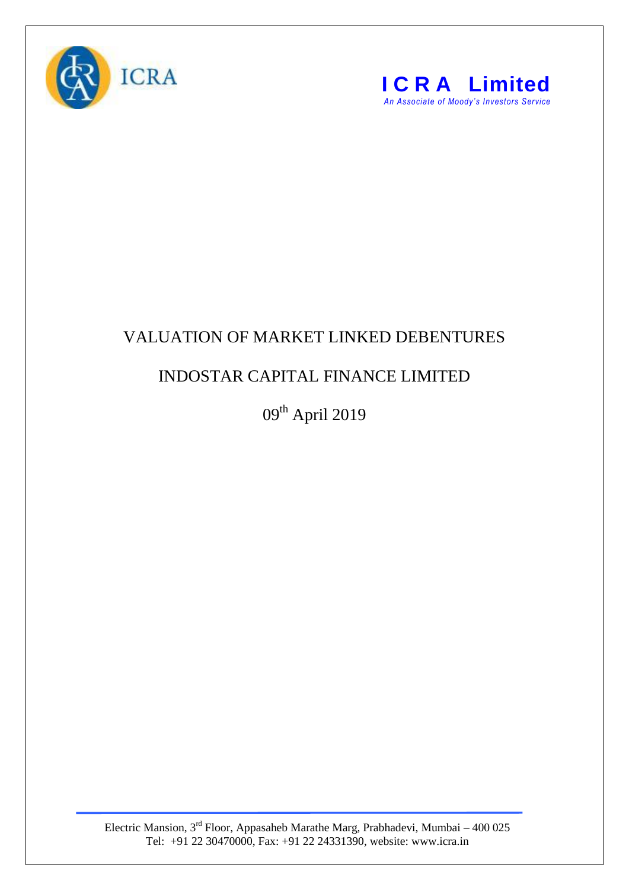ICRA

**ICRA Limited**

*An Associate of Moody's Investors Service*

# VALUATION OF MARKET LINKED DEBENTURES

## INDOSTAR CAPITAL FINANCE LIMITED

09th April 2019

Electric Mansion, 3rd Floor, Appasaheb Marathe Marg, Prabhadevi, Mumbai – 400 025
Tel: +91 22 30470000, Fax: +91 22 24331390, website: www.icra.in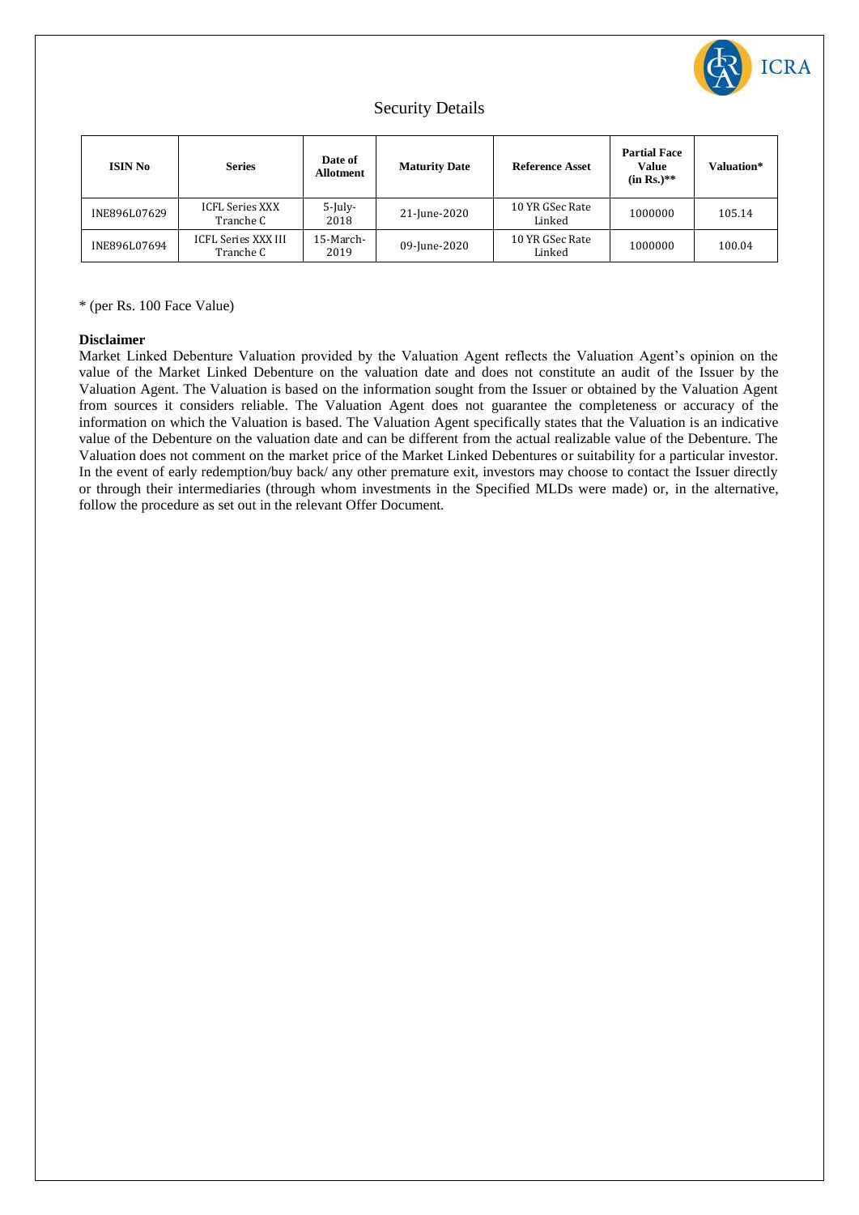## Security Details

| ISIN No | Series | Date of Allotment | Maturity Date | Reference Asset | Partial Face Value (in Rs.)** | Valuation* |
|---|---|---|---|---|---|---|
| INE896L07629 | ICFL Series XXX Tranche C | 5-July-2018 | 21-June-2020 | 10 YR GSec Rate Linked | 1000000 | 105.14 |
| INE896L07694 | ICFL Series XXX III Tranche C | 15-March-2019 | 09-June-2020 | 10 YR GSec Rate Linked | 1000000 | 100.04 |

* (per Rs. 100 Face Value)

**Disclaimer**

Market Linked Debenture Valuation provided by the Valuation Agent reflects the Valuation Agent's opinion on the value of the Market Linked Debenture on the valuation date and does not constitute an audit of the Issuer by the Valuation Agent. The Valuation is based on the information sought from the Issuer or obtained by the Valuation Agent from sources it considers reliable. The Valuation Agent does not guarantee the completeness or accuracy of the information on which the Valuation is based. The Valuation Agent specifically states that the Valuation is an indicative value of the Debenture on the valuation date and can be different from the actual realizable value of the Debenture. The Valuation does not comment on the market price of the Market Linked Debentures or suitability for a particular investor. In the event of early redemption/buy back/ any other premature exit, investors may choose to contact the Issuer directly or through their intermediaries (through whom investments in the Specified MLDs were made) or, in the alternative, follow the procedure as set out in the relevant Offer Document.